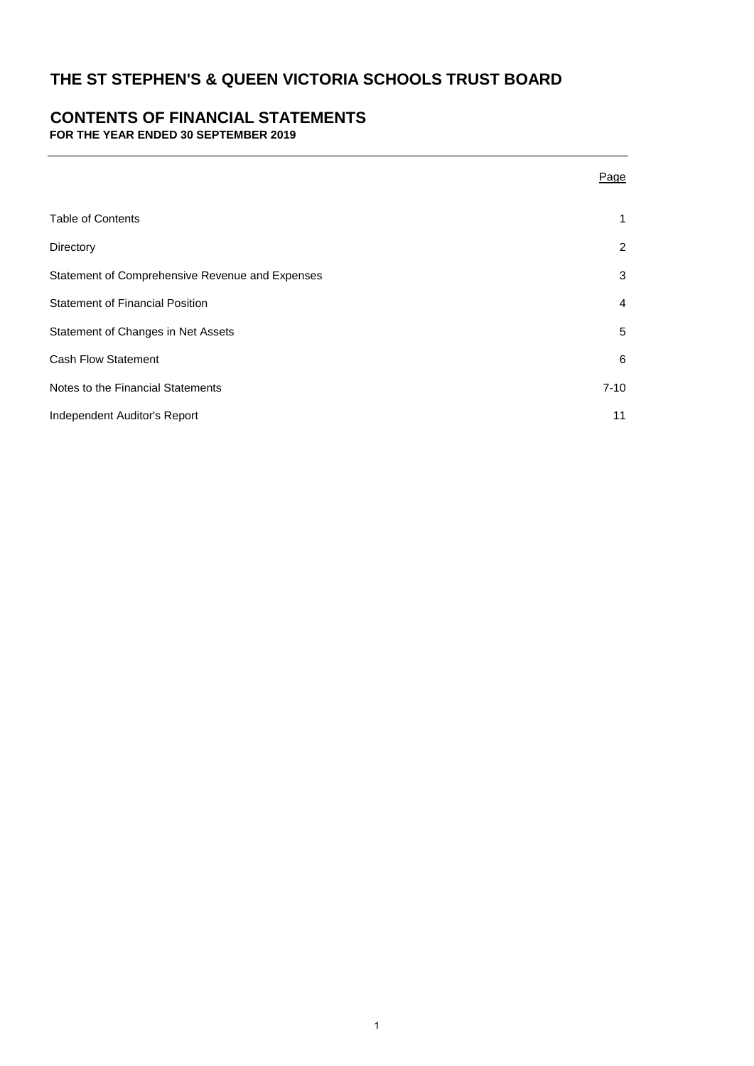# THE ST STEPHEN'S & QUEEN VICTORIA SCHOOLS TRUST BOARD

## CONTENTS OF FINANCIAL STATEMENTS

**FOR THE YEAR ENDED 30 SEPTEMBER 2019**

| | Page |
|---|---|
| Table of Contents | 1 |
| Directory | 2 |
| Statement of Comprehensive Revenue and Expenses | 3 |
| Statement of Financial Position | 4 |
| Statement of Changes in Net Assets | 5 |
| Cash Flow Statement | 6 |
| Notes to the Financial Statements | 7-10 |
| Independent Auditor's Report | 11 |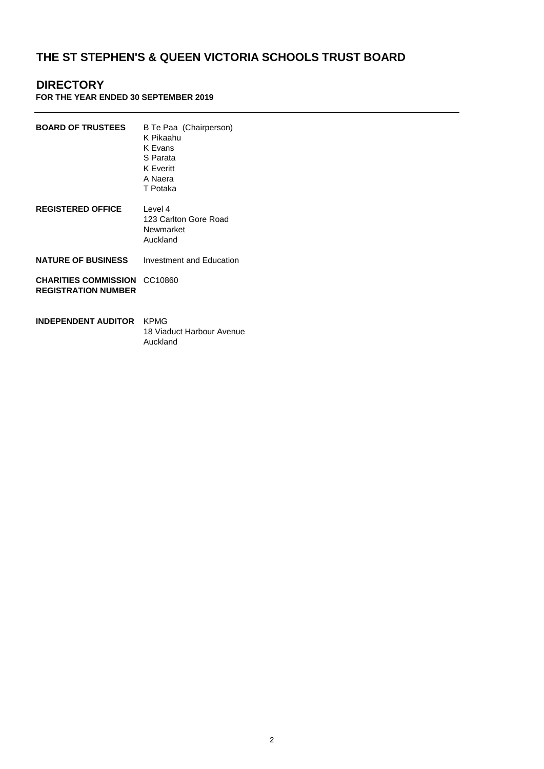# THE ST STEPHEN'S & QUEEN VICTORIA SCHOOLS TRUST BOARD

## DIRECTORY

**FOR THE YEAR ENDED 30 SEPTEMBER 2019**

---

| | |
|---|---|
| **BOARD OF TRUSTEES** | B Te Paa (Chairperson)<br>K Pikaahu<br>K Evans<br>S Parata<br>K Everitt<br>A Naera<br>T Potaka |
| **REGISTERED OFFICE** | Level 4<br>123 Carlton Gore Road<br>Newmarket<br>Auckland |
| **NATURE OF BUSINESS** | Investment and Education |
| **CHARITIES COMMISSION REGISTRATION NUMBER** | CC10860 |
| **INDEPENDENT AUDITOR** | KPMG<br>18 Viaduct Harbour Avenue<br>Auckland |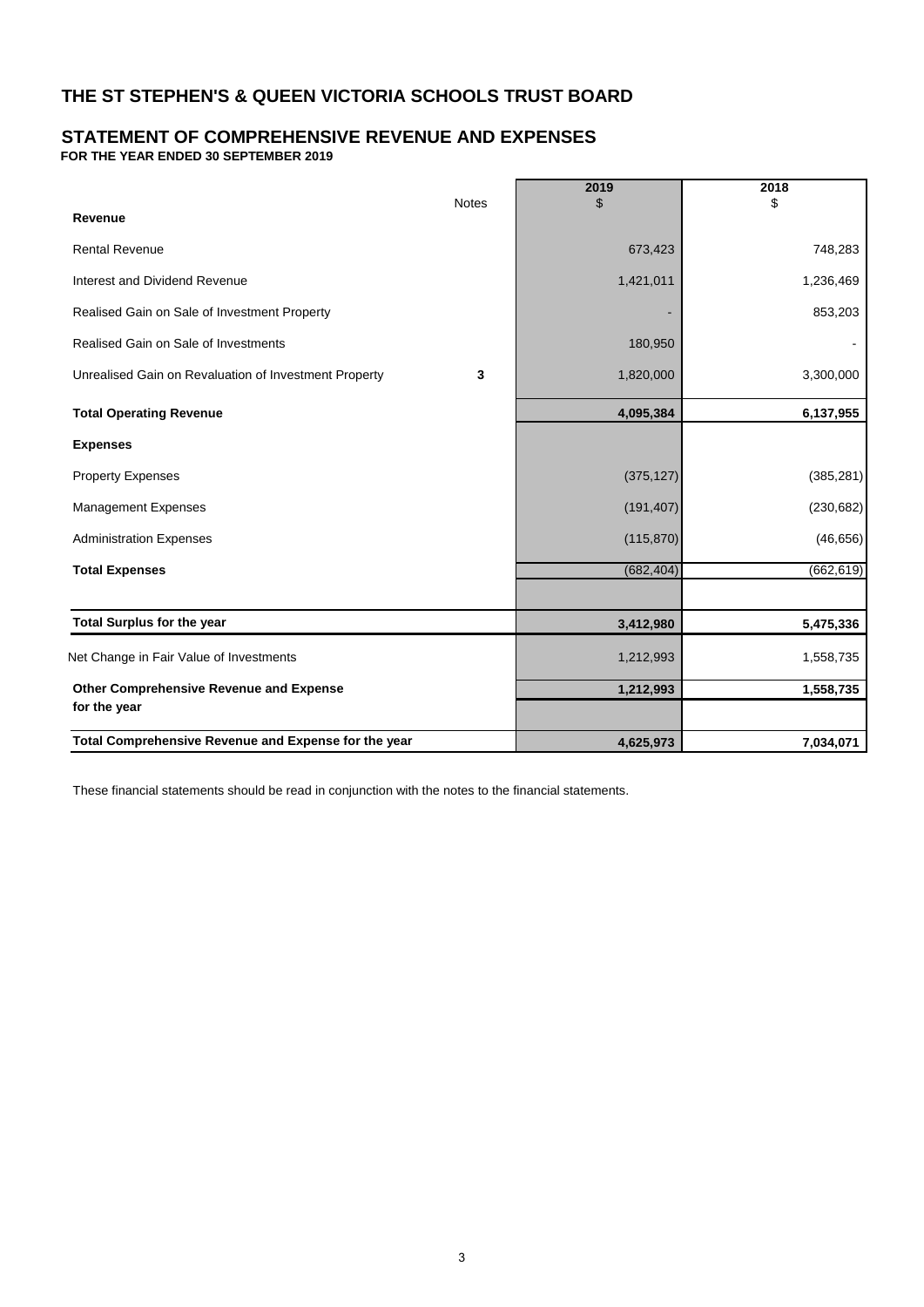# THE ST STEPHEN'S & QUEEN VICTORIA SCHOOLS TRUST BOARD

## STATEMENT OF COMPREHENSIVE REVENUE AND EXPENSES

**FOR THE YEAR ENDED 30 SEPTEMBER 2019**

| | Notes | 2019<br>$ | 2018<br>$ |
|---|---|---|---|
| **Revenue** | | | |
| Rental Revenue | | 673,423 | 748,283 |
| Interest and Dividend Revenue | | 1,421,011 | 1,236,469 |
| Realised Gain on Sale of Investment Property | | - | 853,203 |
| Realised Gain on Sale of Investments | | 180,950 | - |
| Unrealised Gain on Revaluation of Investment Property | **3** | 1,820,000 | 3,300,000 |
| **Total Operating Revenue** | | **4,095,384** | **6,137,955** |
| **Expenses** | | | |
| Property Expenses | | (375,127) | (385,281) |
| Management Expenses | | (191,407) | (230,682) |
| Administration Expenses | | (115,870) | (46,656) |
| **Total Expenses** | | (682,404) | (662,619) |
| **Total Surplus for the year** | | **3,412,980** | **5,475,336** |
| Net Change in Fair Value of Investments | | 1,212,993 | 1,558,735 |
| **Other Comprehensive Revenue and Expense for the year** | | **1,212,993** | **1,558,735** |
| **Total Comprehensive Revenue and Expense for the year** | | **4,625,973** | **7,034,071** |

These financial statements should be read in conjunction with the notes to the financial statements.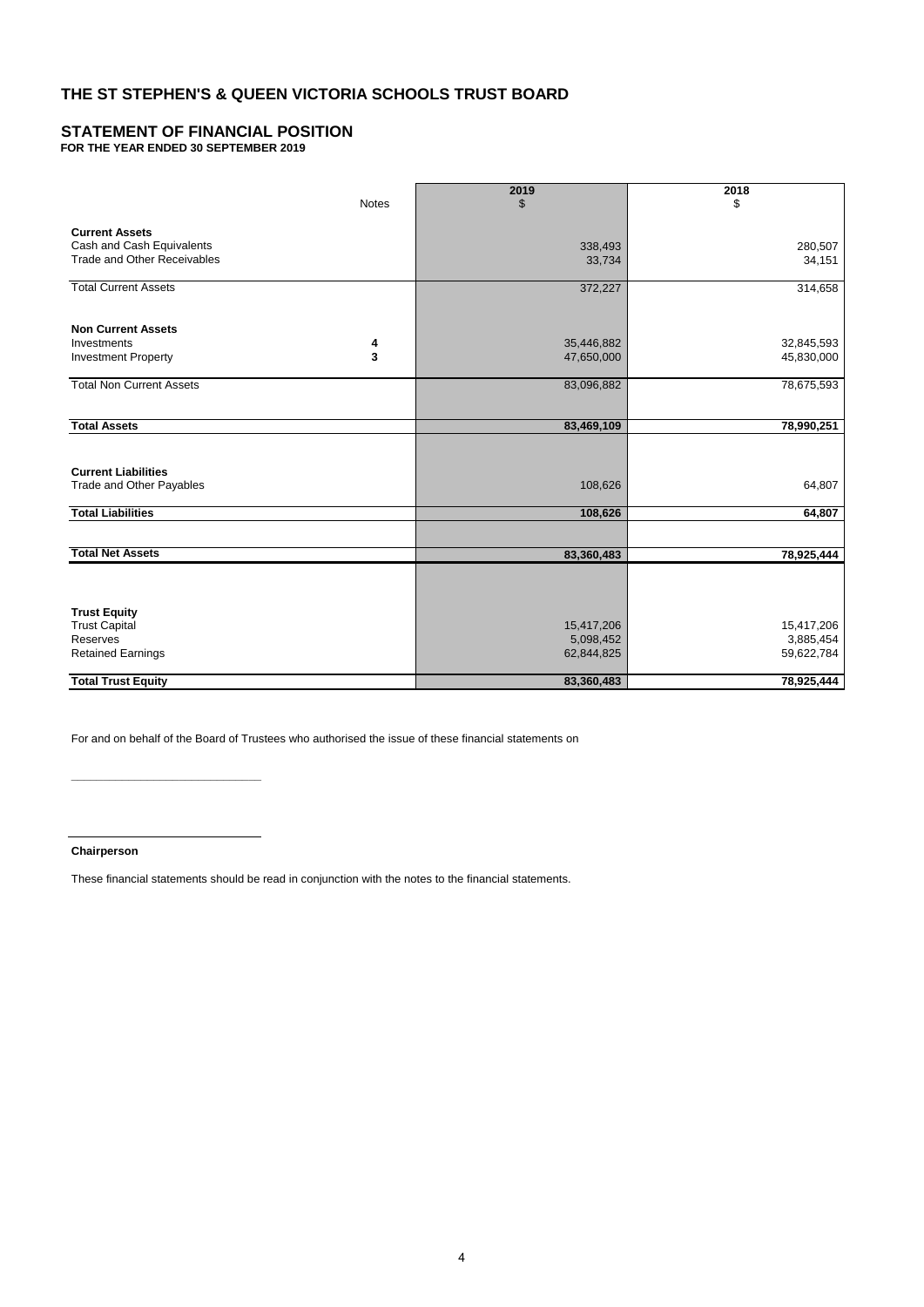# THE ST STEPHEN'S & QUEEN VICTORIA SCHOOLS TRUST BOARD

## STATEMENT OF FINANCIAL POSITION

**FOR THE YEAR ENDED 30 SEPTEMBER 2019**

| | Notes | 2019<br>$ | 2018<br>$ |
|---|---|---|---|
| **Current Assets** | | | |
| Cash and Cash Equivalents | | 338,493 | 280,507 |
| Trade and Other Receivables | | 33,734 | 34,151 |
| Total Current Assets | | 372,227 | 314,658 |
| **Non Current Assets** | | | |
| Investments | **4** | 35,446,882 | 32,845,593 |
| Investment Property | **3** | 47,650,000 | 45,830,000 |
| Total Non Current Assets | | 83,096,882 | 78,675,593 |
| **Total Assets** | | **83,469,109** | **78,990,251** |
| **Current Liabilities** | | | |
| Trade and Other Payables | | 108,626 | 64,807 |
| **Total Liabilities** | | **108,626** | **64,807** |
| **Total Net Assets** | | **83,360,483** | **78,925,444** |
| **Trust Equity** | | | |
| Trust Capital | | 15,417,206 | 15,417,206 |
| Reserves | | 5,098,452 | 3,885,454 |
| Retained Earnings | | 62,844,825 | 59,622,784 |
| **Total Trust Equity** | | **83,360,483** | **78,925,444** |

For and on behalf of the Board of Trustees who authorised the issue of these financial statements on

**Chairperson**

These financial statements should be read in conjunction with the notes to the financial statements.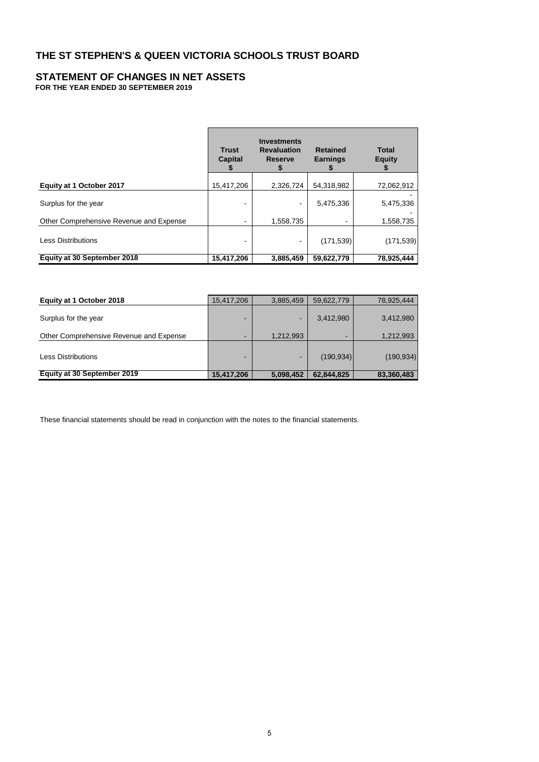# THE ST STEPHEN'S & QUEEN VICTORIA SCHOOLS TRUST BOARD

## STATEMENT OF CHANGES IN NET ASSETS

**FOR THE YEAR ENDED 30 SEPTEMBER 2019**

| | Trust Capital $ | Investments Revaluation Reserve $ | Retained Earnings $ | Total Equity $ |
|---|---|---|---|---|
| **Equity at 1 October 2017** | 15,417,206 | 2,326,724 | 54,318,982 | 72,062,912 |
| Surplus for the year | - | - | 5,475,336 | 5,475,336 |
| Other Comprehensive Revenue and Expense | - | 1,558,735 | - | 1,558,735 |
| Less Distributions | - | - | (171,539) | (171,539) |
| **Equity at 30 September 2018** | **15,417,206** | **3,885,459** | **59,622,779** | **78,925,444** |

| | Trust Capital $ | Investments Revaluation Reserve $ | Retained Earnings $ | Total Equity $ |
|---|---|---|---|---|
| **Equity at 1 October 2018** | 15,417,206 | 3,885,459 | 59,622,779 | 78,925,444 |
| Surplus for the year | - | - | 3,412,980 | 3,412,980 |
| Other Comprehensive Revenue and Expense | - | 1,212,993 | - | 1,212,993 |
| Less Distributions | - | - | (190,934) | (190,934) |
| **Equity at 30 September 2019** | **15,417,206** | **5,098,452** | **62,844,825** | **83,360,483** |

These financial statements should be read in conjunction with the notes to the financial statements.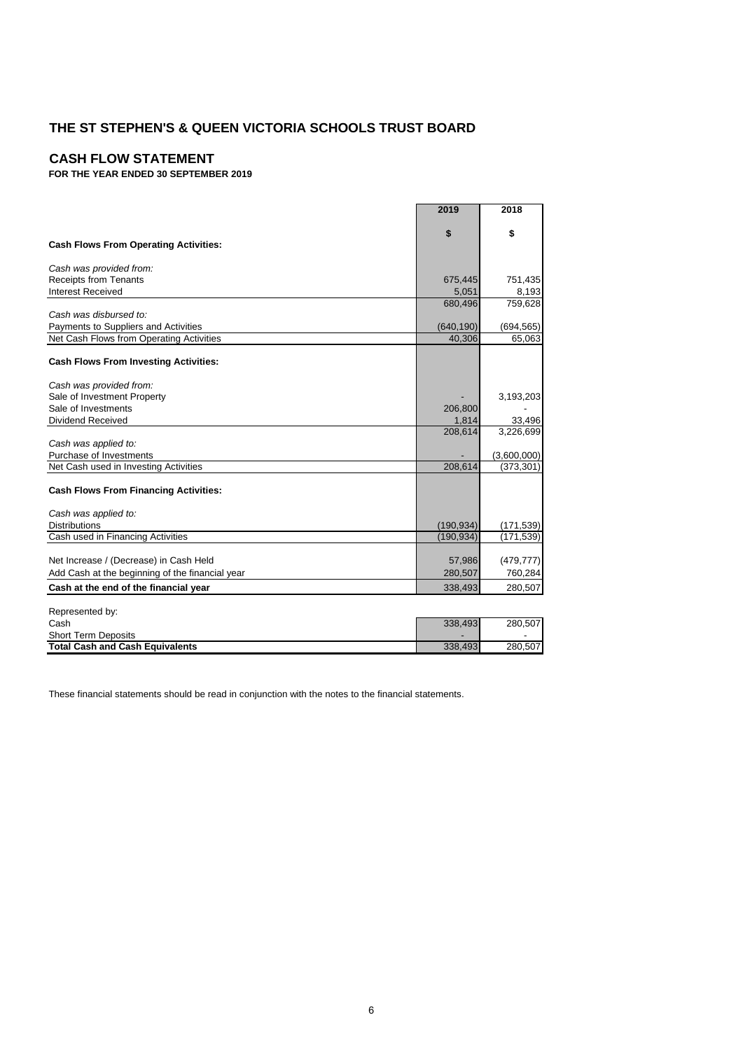# THE ST STEPHEN'S & QUEEN VICTORIA SCHOOLS TRUST BOARD

## CASH FLOW STATEMENT

**FOR THE YEAR ENDED 30 SEPTEMBER 2019**

| | 2019 | 2018 |
|---|---|---|
| | $ | $ |
| **Cash Flows From Operating Activities:** | | |
| *Cash was provided from:* | | |
| Receipts from Tenants | 675,445 | 751,435 |
| Interest Received | 5,051 | 8,193 |
| | 680,496 | 759,628 |
| *Cash was disbursed to:* | | |
| Payments to Suppliers and Activities | (640,190) | (694,565) |
| Net Cash Flows from Operating Activities | 40,306 | 65,063 |
| **Cash Flows From Investing Activities:** | | |
| *Cash was provided from:* | | |
| Sale of Investment Property | - | 3,193,203 |
| Sale of Investments | 206,800 | - |
| Dividend Received | 1,814 | 33,496 |
| | 208,614 | 3,226,699 |
| *Cash was applied to:* | | |
| Purchase of Investments | - | (3,600,000) |
| Net Cash used in Investing Activities | 208,614 | (373,301) |
| **Cash Flows From Financing Activities:** | | |
| *Cash was applied to:* | | |
| Distributions | (190,934) | (171,539) |
| Cash used in Financing Activities | (190,934) | (171,539) |
| Net Increase / (Decrease) in Cash Held | 57,986 | (479,777) |
| Add Cash at the beginning of the financial year | 280,507 | 760,284 |
| **Cash at the end of the financial year** | 338,493 | 280,507 |
| Represented by: | | |
| Cash | 338,493 | 280,507 |
| Short Term Deposits | - | - |
| **Total Cash and Cash Equivalents** | 338,493 | 280,507 |

These financial statements should be read in conjunction with the notes to the financial statements.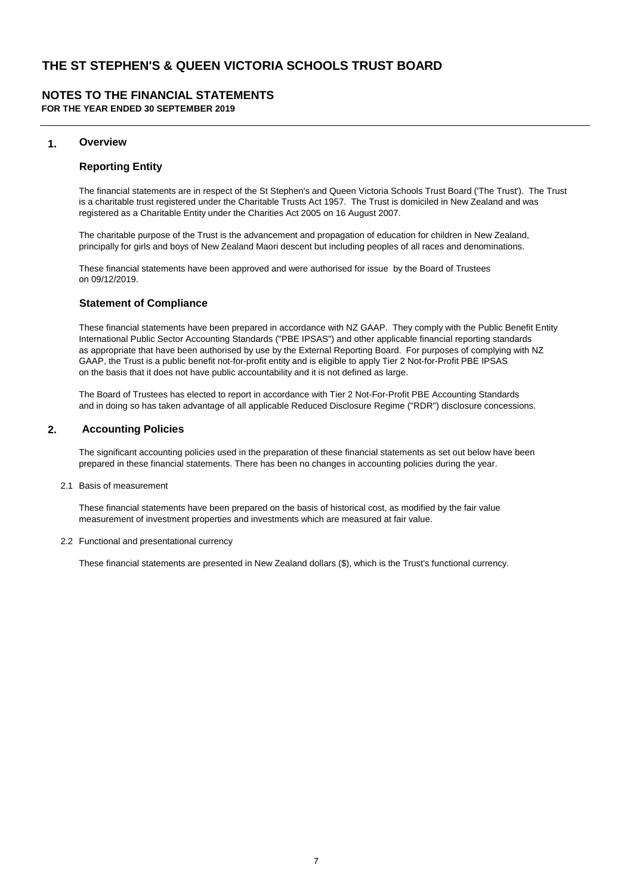# THE ST STEPHEN'S & QUEEN VICTORIA SCHOOLS TRUST BOARD

## NOTES TO THE FINANCIAL STATEMENTS

**FOR THE YEAR ENDED 30 SEPTEMBER 2019**

## 1. Overview

### Reporting Entity

The financial statements are in respect of the St Stephen's and Queen Victoria Schools Trust Board ('The Trust'). The Trust is a charitable trust registered under the Charitable Trusts Act 1957. The Trust is domiciled in New Zealand and was registered as a Charitable Entity under the Charities Act 2005 on 16 August 2007.

The charitable purpose of the Trust is the advancement and propagation of education for children in New Zealand, principally for girls and boys of New Zealand Maori descent but including peoples of all races and denominations.

These financial statements have been approved and were authorised for issue by the Board of Trustees on 09/12/2019.

### Statement of Compliance

These financial statements have been prepared in accordance with NZ GAAP. They comply with the Public Benefit Entity International Public Sector Accounting Standards ("PBE IPSAS") and other applicable financial reporting standards as appropriate that have been authorised by use by the External Reporting Board. For purposes of complying with NZ GAAP, the Trust is a public benefit not-for-profit entity and is eligible to apply Tier 2 Not-for-Profit PBE IPSAS on the basis that it does not have public accountability and it is not defined as large.

The Board of Trustees has elected to report in accordance with Tier 2 Not-For-Profit PBE Accounting Standards and in doing so has taken advantage of all applicable Reduced Disclosure Regime ("RDR") disclosure concessions.

## 2. Accounting Policies

The significant accounting policies used in the preparation of these financial statements as set out below have been prepared in these financial statements. There has been no changes in accounting policies during the year.

2.1 Basis of measurement

These financial statements have been prepared on the basis of historical cost, as modified by the fair value measurement of investment properties and investments which are measured at fair value.

2.2 Functional and presentational currency

These financial statements are presented in New Zealand dollars ($), which is the Trust's functional currency.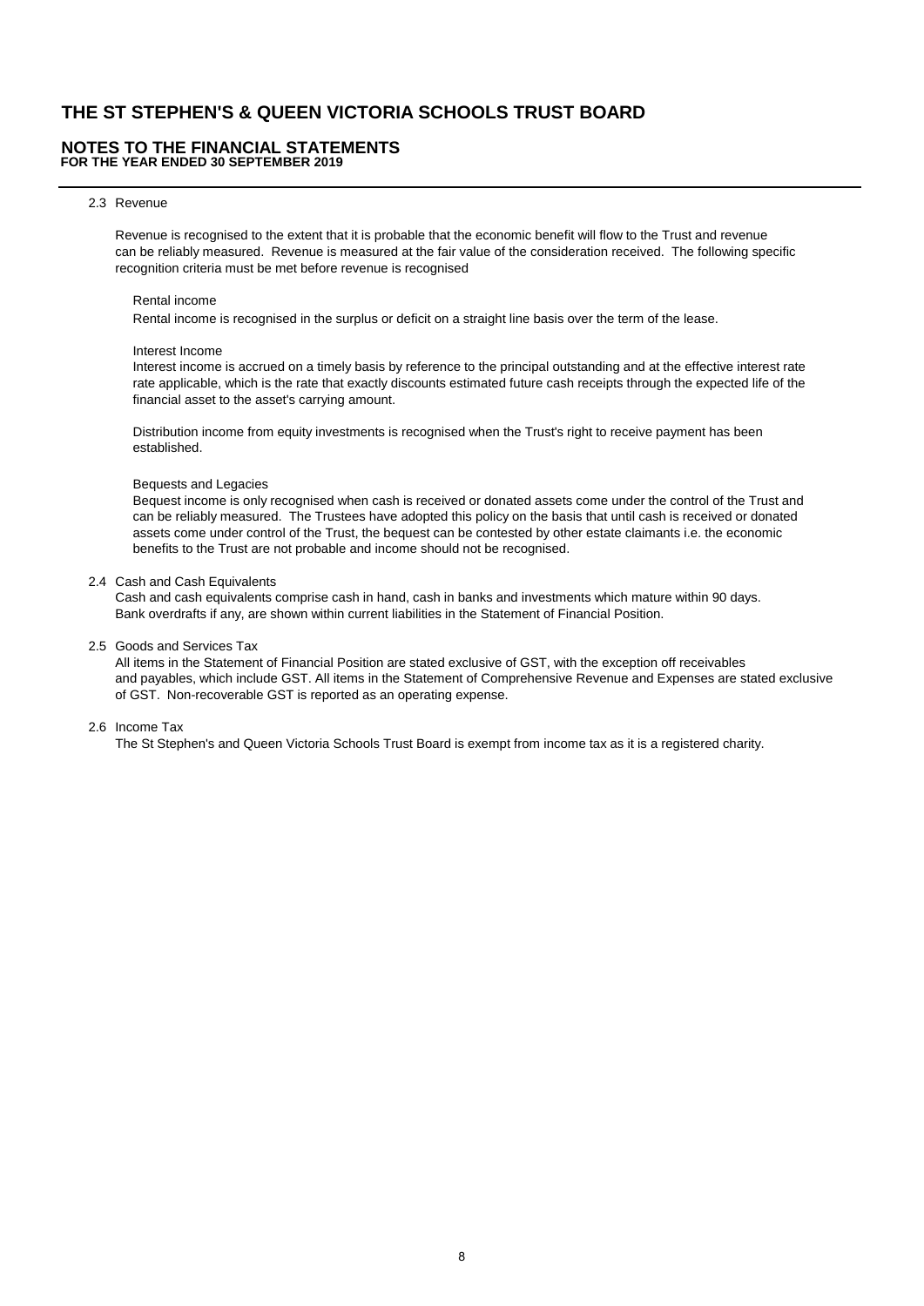# THE ST STEPHEN'S & QUEEN VICTORIA SCHOOLS TRUST BOARD

## NOTES TO THE FINANCIAL STATEMENTS
**FOR THE YEAR ENDED 30 SEPTEMBER 2019**

### 2.3 Revenue

Revenue is recognised to the extent that it is probable that the economic benefit will flow to the Trust and revenue can be reliably measured. Revenue is measured at the fair value of the consideration received. The following specific recognition criteria must be met before revenue is recognised

Rental income

Rental income is recognised in the surplus or deficit on a straight line basis over the term of the lease.

Interest Income

Interest income is accrued on a timely basis by reference to the principal outstanding and at the effective interest rate rate applicable, which is the rate that exactly discounts estimated future cash receipts through the expected life of the financial asset to the asset's carrying amount.

Distribution income from equity investments is recognised when the Trust's right to receive payment has been established.

Bequests and Legacies

Bequest income is only recognised when cash is received or donated assets come under the control of the Trust and can be reliably measured. The Trustees have adopted this policy on the basis that until cash is received or donated assets come under control of the Trust, the bequest can be contested by other estate claimants i.e. the economic benefits to the Trust are not probable and income should not be recognised.

### 2.4 Cash and Cash Equivalents

Cash and cash equivalents comprise cash in hand, cash in banks and investments which mature within 90 days. Bank overdrafts if any, are shown within current liabilities in the Statement of Financial Position.

### 2.5 Goods and Services Tax

All items in the Statement of Financial Position are stated exclusive of GST, with the exception off receivables and payables, which include GST. All items in the Statement of Comprehensive Revenue and Expenses are stated exclusive of GST. Non-recoverable GST is reported as an operating expense.

### 2.6 Income Tax

The St Stephen's and Queen Victoria Schools Trust Board is exempt from income tax as it is a registered charity.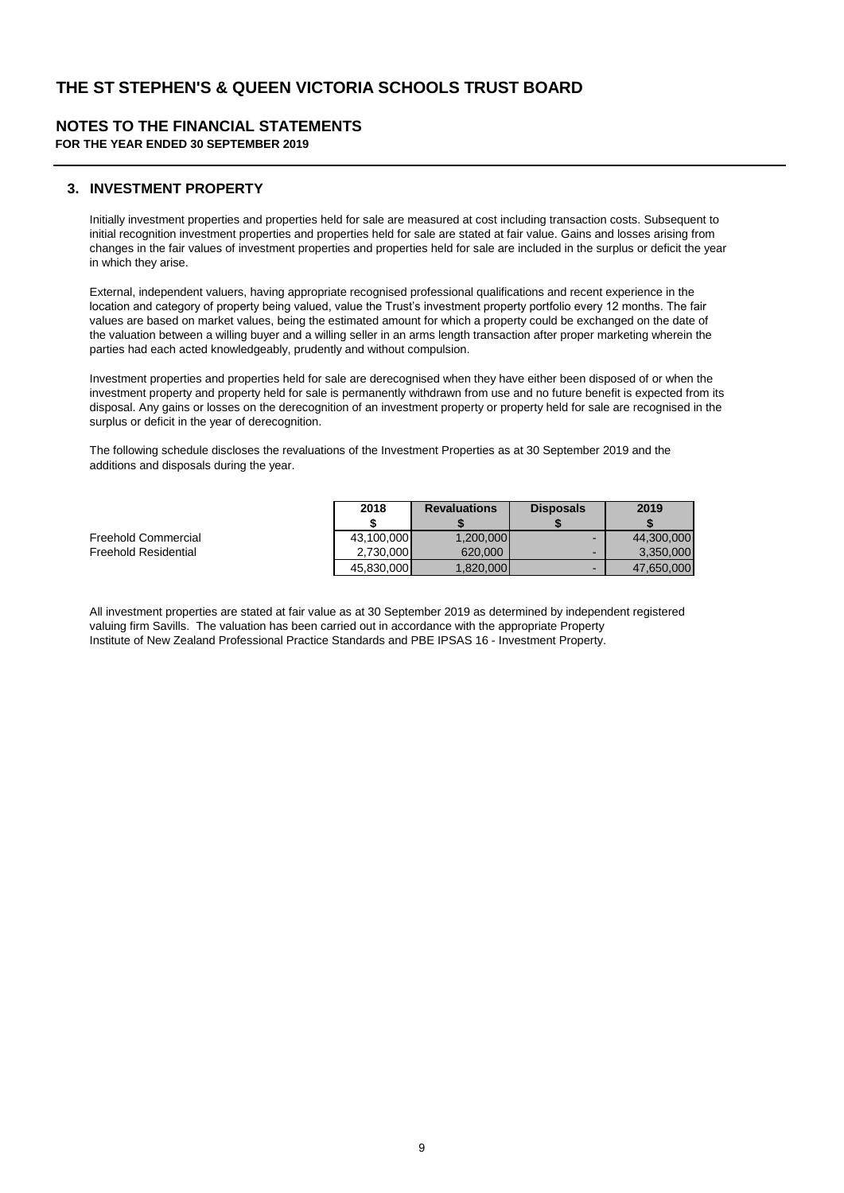# THE ST STEPHEN'S & QUEEN VICTORIA SCHOOLS TRUST BOARD

## NOTES TO THE FINANCIAL STATEMENTS

**FOR THE YEAR ENDED 30 SEPTEMBER 2019**

### 3. INVESTMENT PROPERTY

Initially investment properties and properties held for sale are measured at cost including transaction costs. Subsequent to initial recognition investment properties and properties held for sale are stated at fair value. Gains and losses arising from changes in the fair values of investment properties and properties held for sale are included in the surplus or deficit the year in which they arise.

External, independent valuers, having appropriate recognised professional qualifications and recent experience in the location and category of property being valued, value the Trust's investment property portfolio every 12 months. The fair values are based on market values, being the estimated amount for which a property could be exchanged on the date of the valuation between a willing buyer and a willing seller in an arms length transaction after proper marketing wherein the parties had each acted knowledgeably, prudently and without compulsion.

Investment properties and properties held for sale are derecognised when they have either been disposed of or when the investment property and property held for sale is permanently withdrawn from use and no future benefit is expected from its disposal. Any gains or losses on the derecognition of an investment property or property held for sale are recognised in the surplus or deficit in the year of derecognition.

The following schedule discloses the revaluations of the Investment Properties as at 30 September 2019 and the additions and disposals during the year.

| | 2018 | Revaluations | Disposals | 2019 |
|---|---|---|---|---|
| | $ | $ | $ | $ |
| Freehold Commercial | 43,100,000 | 1,200,000 | - | 44,300,000 |
| Freehold Residential | 2,730,000 | 620,000 | - | 3,350,000 |
| | 45,830,000 | 1,820,000 | - | 47,650,000 |

All investment properties are stated at fair value as at 30 September 2019 as determined by independent registered valuing firm Savills. The valuation has been carried out in accordance with the appropriate Property Institute of New Zealand Professional Practice Standards and PBE IPSAS 16 - Investment Property.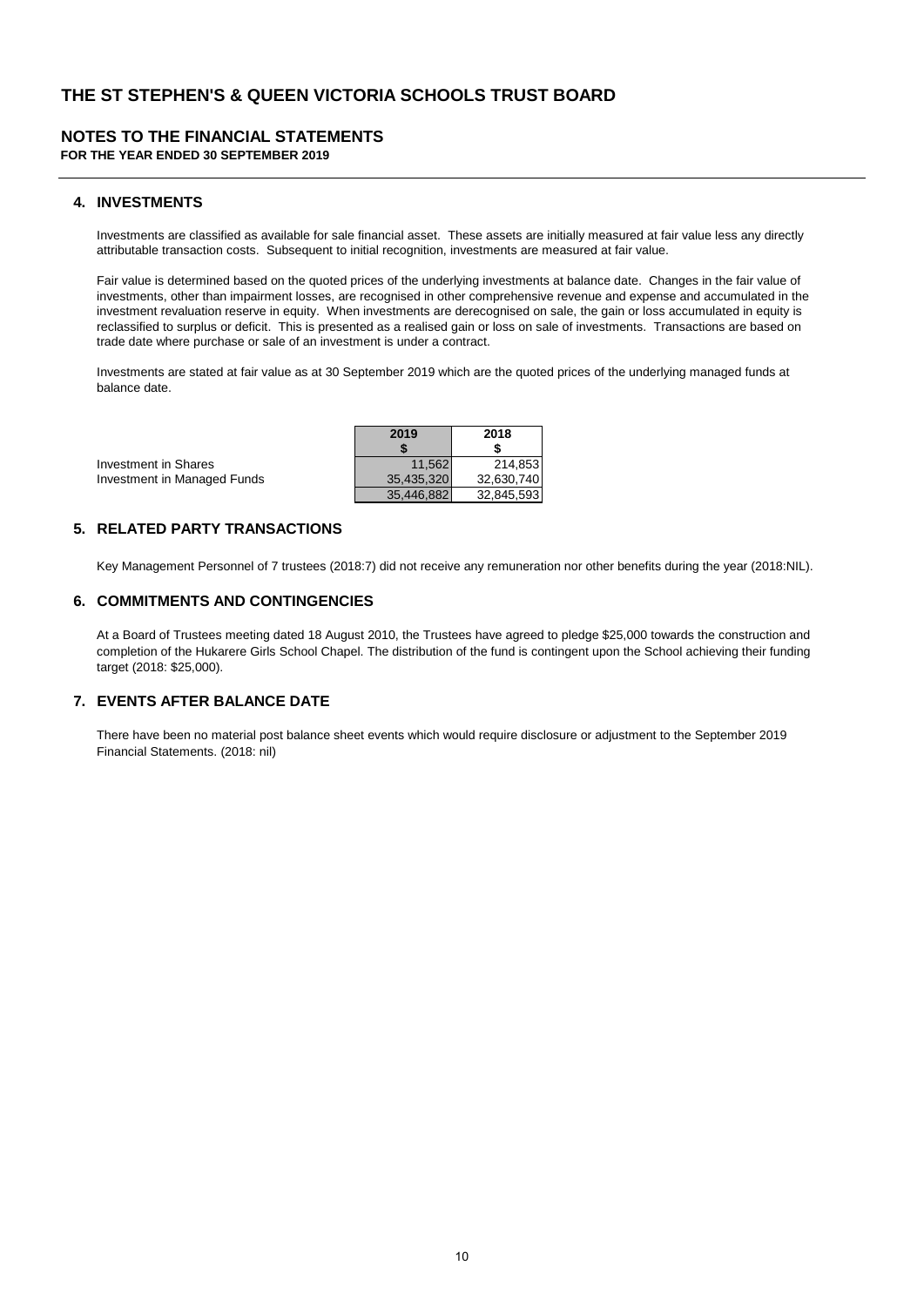# THE ST STEPHEN'S & QUEEN VICTORIA SCHOOLS TRUST BOARD

## NOTES TO THE FINANCIAL STATEMENTS

**FOR THE YEAR ENDED 30 SEPTEMBER 2019**

### 4. INVESTMENTS

Investments are classified as available for sale financial asset. These assets are initially measured at fair value less any directly attributable transaction costs. Subsequent to initial recognition, investments are measured at fair value.

Fair value is determined based on the quoted prices of the underlying investments at balance date. Changes in the fair value of investments, other than impairment losses, are recognised in other comprehensive revenue and expense and accumulated in the investment revaluation reserve in equity. When investments are derecognised on sale, the gain or loss accumulated in equity is reclassified to surplus or deficit. This is presented as a realised gain or loss on sale of investments. Transactions are based on trade date where purchase or sale of an investment is under a contract.

Investments are stated at fair value as at 30 September 2019 which are the quoted prices of the underlying managed funds at balance date.

| | 2019<br>$ | 2018<br>$ |
|---|---|---|
| Investment in Shares | 11,562 | 214,853 |
| Investment in Managed Funds | 35,435,320 | 32,630,740 |
| | 35,446,882 | 32,845,593 |

### 5. RELATED PARTY TRANSACTIONS

Key Management Personnel of 7 trustees (2018:7) did not receive any remuneration nor other benefits during the year (2018:NIL).

### 6. COMMITMENTS AND CONTINGENCIES

At a Board of Trustees meeting dated 18 August 2010, the Trustees have agreed to pledge $25,000 towards the construction and completion of the Hukarere Girls School Chapel. The distribution of the fund is contingent upon the School achieving their funding target (2018: $25,000).

### 7. EVENTS AFTER BALANCE DATE

There have been no material post balance sheet events which would require disclosure or adjustment to the September 2019 Financial Statements. (2018: nil)